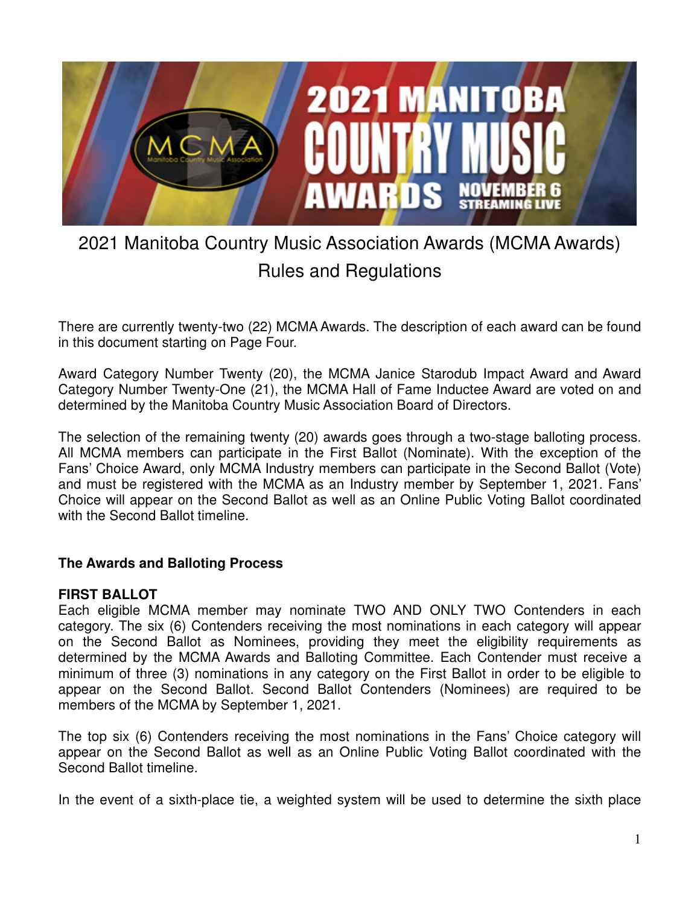# 2021 Manitoba Country Music Association Awards (MCMA Awards) Rules and Regulations

There are currently twenty-two (22) MCMA Awards. The description of each award can be found in this document starting on Page Four.

Award Category Number Twenty (20), the MCMA Janice Starodub Impact Award and Award Category Number Twenty-One (21), the MCMA Hall of Fame Inductee Award are voted on and determined by the Manitoba Country Music Association Board of Directors.

The selection of the remaining twenty (20) awards goes through a two-stage balloting process. All MCMA members can participate in the First Ballot (Nominate). With the exception of the Fans' Choice Award, only MCMA Industry members can participate in the Second Ballot (Vote) and must be registered with the MCMA as an Industry member by September 1, 2021. Fans' Choice will appear on the Second Ballot as well as an Online Public Voting Ballot coordinated with the Second Ballot timeline.

## The Awards and Balloting Process

### FIRST BALLOT

Each eligible MCMA member may nominate TWO AND ONLY TWO Contenders in each category. The six (6) Contenders receiving the most nominations in each category will appear on the Second Ballot as Nominees, providing they meet the eligibility requirements as determined by the MCMA Awards and Balloting Committee. Each Contender must receive a minimum of three (3) nominations in any category on the First Ballot in order to be eligible to appear on the Second Ballot. Second Ballot Contenders (Nominees) are required to be members of the MCMA by September 1, 2021.

The top six (6) Contenders receiving the most nominations in the Fans' Choice category will appear on the Second Ballot as well as an Online Public Voting Ballot coordinated with the Second Ballot timeline.

In the event of a sixth-place tie, a weighted system will be used to determine the sixth place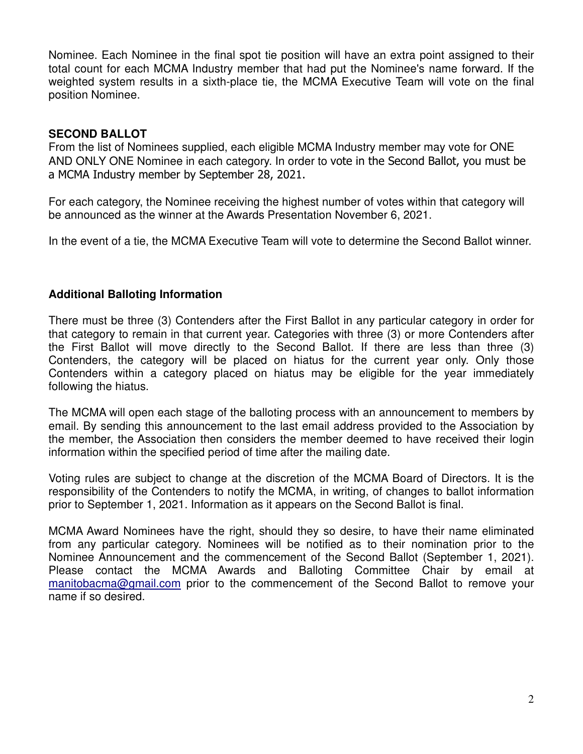Nominee. Each Nominee in the final spot tie position will have an extra point assigned to their total count for each MCMA Industry member that had put the Nominee's name forward. If the weighted system results in a sixth-place tie, the MCMA Executive Team will vote on the final position Nominee.

## SECOND BALLOT

From the list of Nominees supplied, each eligible MCMA Industry member may vote for ONE AND ONLY ONE Nominee in each category. In order to vote in the Second Ballot, you must be a MCMA Industry member by September 28, 2021.

For each category, the Nominee receiving the highest number of votes within that category will be announced as the winner at the Awards Presentation November 6, 2021.

In the event of a tie, the MCMA Executive Team will vote to determine the Second Ballot winner.

## Additional Balloting Information

There must be three (3) Contenders after the First Ballot in any particular category in order for that category to remain in that current year. Categories with three (3) or more Contenders after the First Ballot will move directly to the Second Ballot. If there are less than three (3) Contenders, the category will be placed on hiatus for the current year only. Only those Contenders within a category placed on hiatus may be eligible for the year immediately following the hiatus.

The MCMA will open each stage of the balloting process with an announcement to members by email. By sending this announcement to the last email address provided to the Association by the member, the Association then considers the member deemed to have received their login information within the specified period of time after the mailing date.

Voting rules are subject to change at the discretion of the MCMA Board of Directors. It is the responsibility of the Contenders to notify the MCMA, in writing, of changes to ballot information prior to September 1, 2021. Information as it appears on the Second Ballot is final.

MCMA Award Nominees have the right, should they so desire, to have their name eliminated from any particular category. Nominees will be notified as to their nomination prior to the Nominee Announcement and the commencement of the Second Ballot (September 1, 2021). Please contact the MCMA Awards and Balloting Committee Chair by email at manitobacma@gmail.com prior to the commencement of the Second Ballot to remove your name if so desired.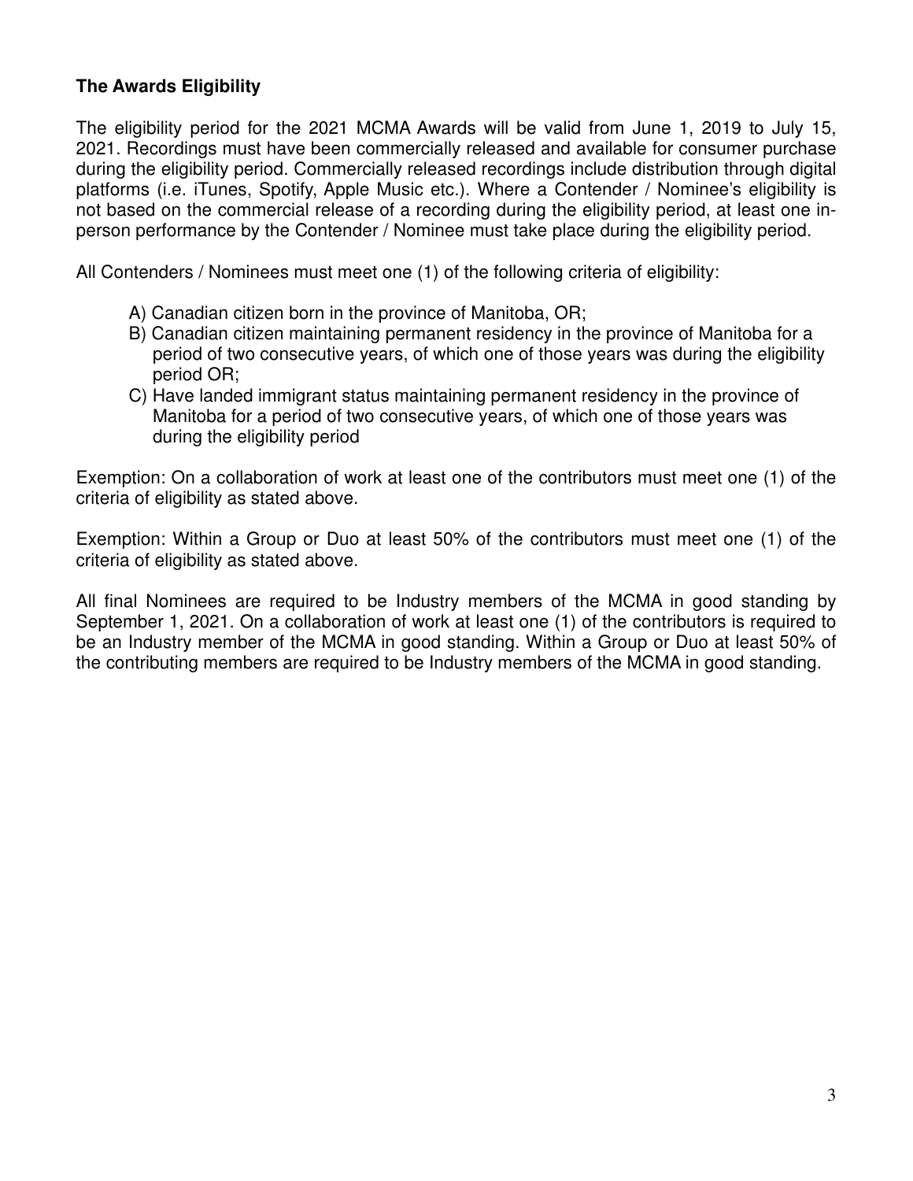**The Awards Eligibility**

The eligibility period for the 2021 MCMA Awards will be valid from June 1, 2019 to July 15, 2021. Recordings must have been commercially released and available for consumer purchase during the eligibility period. Commercially released recordings include distribution through digital platforms (i.e. iTunes, Spotify, Apple Music etc.). Where a Contender / Nominee's eligibility is not based on the commercial release of a recording during the eligibility period, at least one in-person performance by the Contender / Nominee must take place during the eligibility period.

All Contenders / Nominees must meet one (1) of the following criteria of eligibility:

A) Canadian citizen born in the province of Manitoba, OR;
B) Canadian citizen maintaining permanent residency in the province of Manitoba for a period of two consecutive years, of which one of those years was during the eligibility period OR;
C) Have landed immigrant status maintaining permanent residency in the province of Manitoba for a period of two consecutive years, of which one of those years was during the eligibility period

Exemption: On a collaboration of work at least one of the contributors must meet one (1) of the criteria of eligibility as stated above.

Exemption: Within a Group or Duo at least 50% of the contributors must meet one (1) of the criteria of eligibility as stated above.

All final Nominees are required to be Industry members of the MCMA in good standing by September 1, 2021. On a collaboration of work at least one (1) of the contributors is required to be an Industry member of the MCMA in good standing. Within a Group or Duo at least 50% of the contributing members are required to be Industry members of the MCMA in good standing.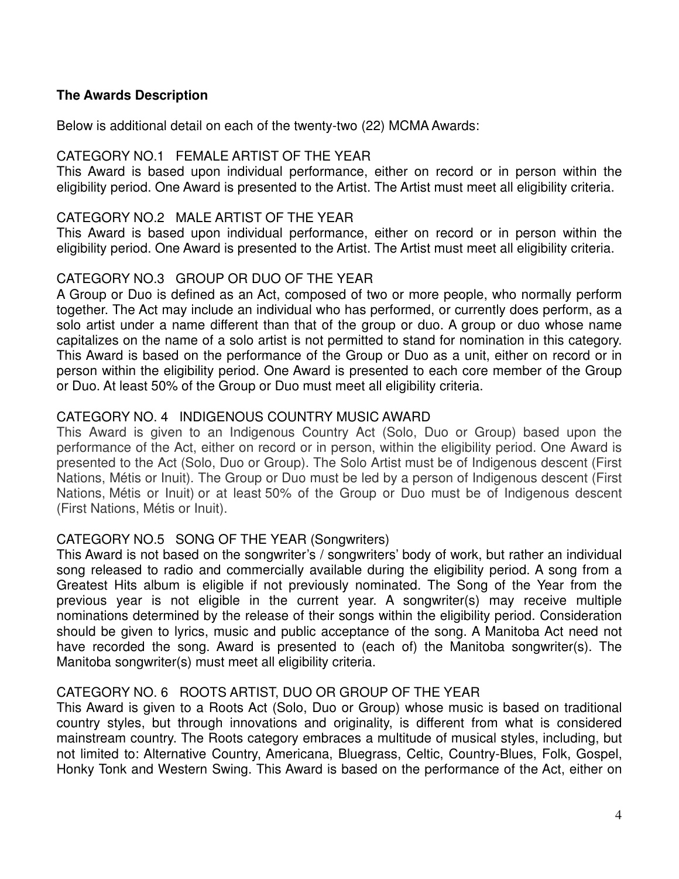**The Awards Description**

Below is additional detail on each of the twenty-two (22) MCMA Awards:

CATEGORY NO.1 FEMALE ARTIST OF THE YEAR

This Award is based upon individual performance, either on record or in person within the eligibility period. One Award is presented to the Artist. The Artist must meet all eligibility criteria.

CATEGORY NO.2 MALE ARTIST OF THE YEAR

This Award is based upon individual performance, either on record or in person within the eligibility period. One Award is presented to the Artist. The Artist must meet all eligibility criteria.

CATEGORY NO.3 GROUP OR DUO OF THE YEAR

A Group or Duo is defined as an Act, composed of two or more people, who normally perform together. The Act may include an individual who has performed, or currently does perform, as a solo artist under a name different than that of the group or duo. A group or duo whose name capitalizes on the name of a solo artist is not permitted to stand for nomination in this category. This Award is based on the performance of the Group or Duo as a unit, either on record or in person within the eligibility period. One Award is presented to each core member of the Group or Duo. At least 50% of the Group or Duo must meet all eligibility criteria.

CATEGORY NO. 4 INDIGENOUS COUNTRY MUSIC AWARD

This Award is given to an Indigenous Country Act (Solo, Duo or Group) based upon the performance of the Act, either on record or in person, within the eligibility period. One Award is presented to the Act (Solo, Duo or Group). The Solo Artist must be of Indigenous descent (First Nations, Métis or Inuit). The Group or Duo must be led by a person of Indigenous descent (First Nations, Métis or Inuit) or at least 50% of the Group or Duo must be of Indigenous descent (First Nations, Métis or Inuit).

CATEGORY NO.5 SONG OF THE YEAR (Songwriters)

This Award is not based on the songwriter's / songwriters' body of work, but rather an individual song released to radio and commercially available during the eligibility period. A song from a Greatest Hits album is eligible if not previously nominated. The Song of the Year from the previous year is not eligible in the current year. A songwriter(s) may receive multiple nominations determined by the release of their songs within the eligibility period. Consideration should be given to lyrics, music and public acceptance of the song. A Manitoba Act need not have recorded the song. Award is presented to (each of) the Manitoba songwriter(s). The Manitoba songwriter(s) must meet all eligibility criteria.

CATEGORY NO. 6 ROOTS ARTIST, DUO OR GROUP OF THE YEAR

This Award is given to a Roots Act (Solo, Duo or Group) whose music is based on traditional country styles, but through innovations and originality, is different from what is considered mainstream country. The Roots category embraces a multitude of musical styles, including, but not limited to: Alternative Country, Americana, Bluegrass, Celtic, Country-Blues, Folk, Gospel, Honky Tonk and Western Swing. This Award is based on the performance of the Act, either on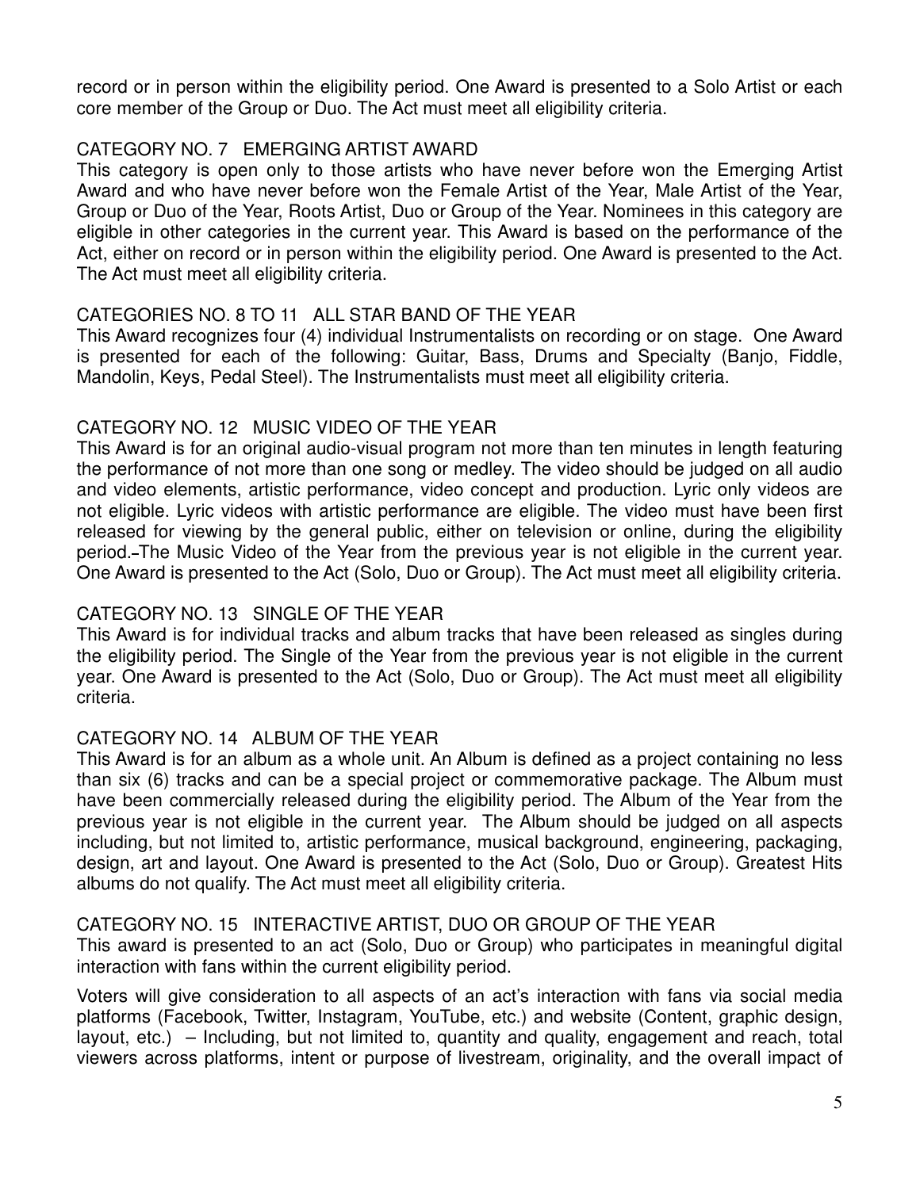record or in person within the eligibility period. One Award is presented to a Solo Artist or each core member of the Group or Duo. The Act must meet all eligibility criteria.

## CATEGORY NO. 7 EMERGING ARTIST AWARD

This category is open only to those artists who have never before won the Emerging Artist Award and who have never before won the Female Artist of the Year, Male Artist of the Year, Group or Duo of the Year, Roots Artist, Duo or Group of the Year. Nominees in this category are eligible in other categories in the current year. This Award is based on the performance of the Act, either on record or in person within the eligibility period. One Award is presented to the Act. The Act must meet all eligibility criteria.

## CATEGORIES NO. 8 TO 11 ALL STAR BAND OF THE YEAR

This Award recognizes four (4) individual Instrumentalists on recording or on stage. One Award is presented for each of the following: Guitar, Bass, Drums and Specialty (Banjo, Fiddle, Mandolin, Keys, Pedal Steel). The Instrumentalists must meet all eligibility criteria.

## CATEGORY NO. 12 MUSIC VIDEO OF THE YEAR

This Award is for an original audio-visual program not more than ten minutes in length featuring the performance of not more than one song or medley. The video should be judged on all audio and video elements, artistic performance, video concept and production. Lyric only videos are not eligible. Lyric videos with artistic performance are eligible. The video must have been first released for viewing by the general public, either on television or online, during the eligibility period. The Music Video of the Year from the previous year is not eligible in the current year. One Award is presented to the Act (Solo, Duo or Group). The Act must meet all eligibility criteria.

## CATEGORY NO. 13 SINGLE OF THE YEAR

This Award is for individual tracks and album tracks that have been released as singles during the eligibility period. The Single of the Year from the previous year is not eligible in the current year. One Award is presented to the Act (Solo, Duo or Group). The Act must meet all eligibility criteria.

## CATEGORY NO. 14 ALBUM OF THE YEAR

This Award is for an album as a whole unit. An Album is defined as a project containing no less than six (6) tracks and can be a special project or commemorative package. The Album must have been commercially released during the eligibility period. The Album of the Year from the previous year is not eligible in the current year. The Album should be judged on all aspects including, but not limited to, artistic performance, musical background, engineering, packaging, design, art and layout. One Award is presented to the Act (Solo, Duo or Group). Greatest Hits albums do not qualify. The Act must meet all eligibility criteria.

## CATEGORY NO. 15 INTERACTIVE ARTIST, DUO OR GROUP OF THE YEAR

This award is presented to an act (Solo, Duo or Group) who participates in meaningful digital interaction with fans within the current eligibility period.

Voters will give consideration to all aspects of an act's interaction with fans via social media platforms (Facebook, Twitter, Instagram, YouTube, etc.) and website (Content, graphic design, layout, etc.) – Including, but not limited to, quantity and quality, engagement and reach, total viewers across platforms, intent or purpose of livestream, originality, and the overall impact of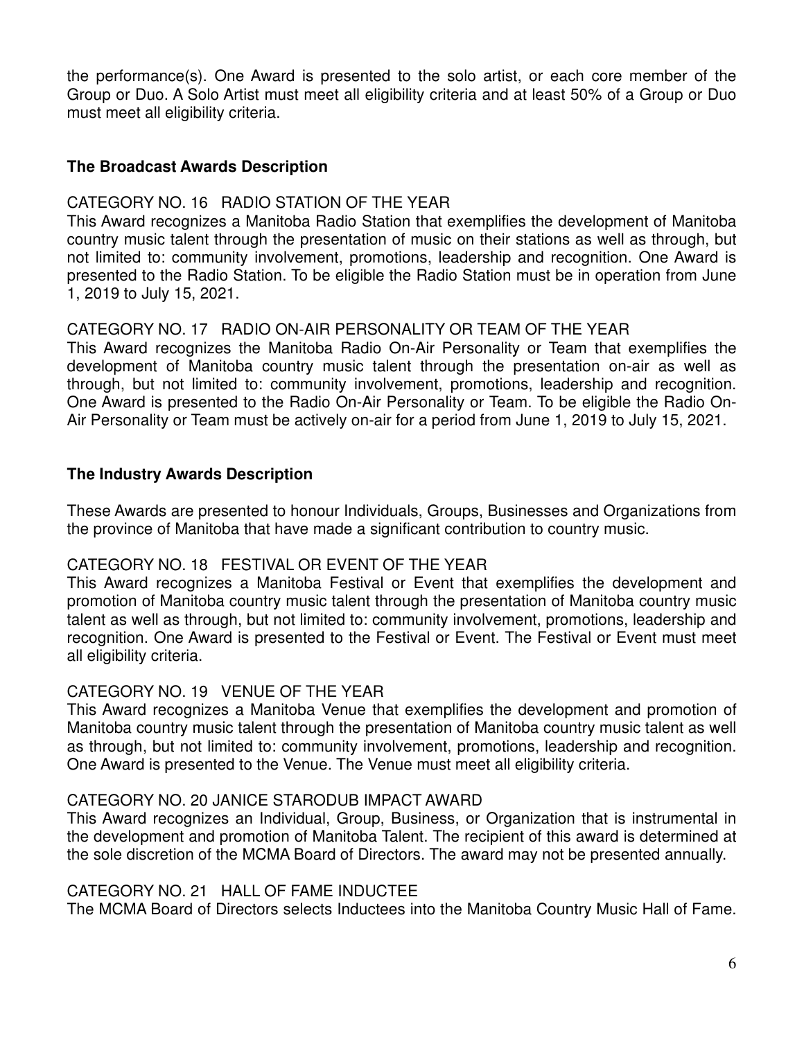the performance(s). One Award is presented to the solo artist, or each core member of the Group or Duo. A Solo Artist must meet all eligibility criteria and at least 50% of a Group or Duo must meet all eligibility criteria.

### The Broadcast Awards Description

CATEGORY NO. 16 RADIO STATION OF THE YEAR

This Award recognizes a Manitoba Radio Station that exemplifies the development of Manitoba country music talent through the presentation of music on their stations as well as through, but not limited to: community involvement, promotions, leadership and recognition. One Award is presented to the Radio Station. To be eligible the Radio Station must be in operation from June 1, 2019 to July 15, 2021.

CATEGORY NO. 17 RADIO ON-AIR PERSONALITY OR TEAM OF THE YEAR

This Award recognizes the Manitoba Radio On-Air Personality or Team that exemplifies the development of Manitoba country music talent through the presentation on-air as well as through, but not limited to: community involvement, promotions, leadership and recognition. One Award is presented to the Radio On-Air Personality or Team. To be eligible the Radio On-Air Personality or Team must be actively on-air for a period from June 1, 2019 to July 15, 2021.

### The Industry Awards Description

These Awards are presented to honour Individuals, Groups, Businesses and Organizations from the province of Manitoba that have made a significant contribution to country music.

CATEGORY NO. 18 FESTIVAL OR EVENT OF THE YEAR

This Award recognizes a Manitoba Festival or Event that exemplifies the development and promotion of Manitoba country music talent through the presentation of Manitoba country music talent as well as through, but not limited to: community involvement, promotions, leadership and recognition. One Award is presented to the Festival or Event. The Festival or Event must meet all eligibility criteria.

CATEGORY NO. 19 VENUE OF THE YEAR

This Award recognizes a Manitoba Venue that exemplifies the development and promotion of Manitoba country music talent through the presentation of Manitoba country music talent as well as through, but not limited to: community involvement, promotions, leadership and recognition. One Award is presented to the Venue. The Venue must meet all eligibility criteria.

CATEGORY NO. 20 JANICE STARODUB IMPACT AWARD

This Award recognizes an Individual, Group, Business, or Organization that is instrumental in the development and promotion of Manitoba Talent. The recipient of this award is determined at the sole discretion of the MCMA Board of Directors. The award may not be presented annually.

CATEGORY NO. 21 HALL OF FAME INDUCTEE

The MCMA Board of Directors selects Inductees into the Manitoba Country Music Hall of Fame.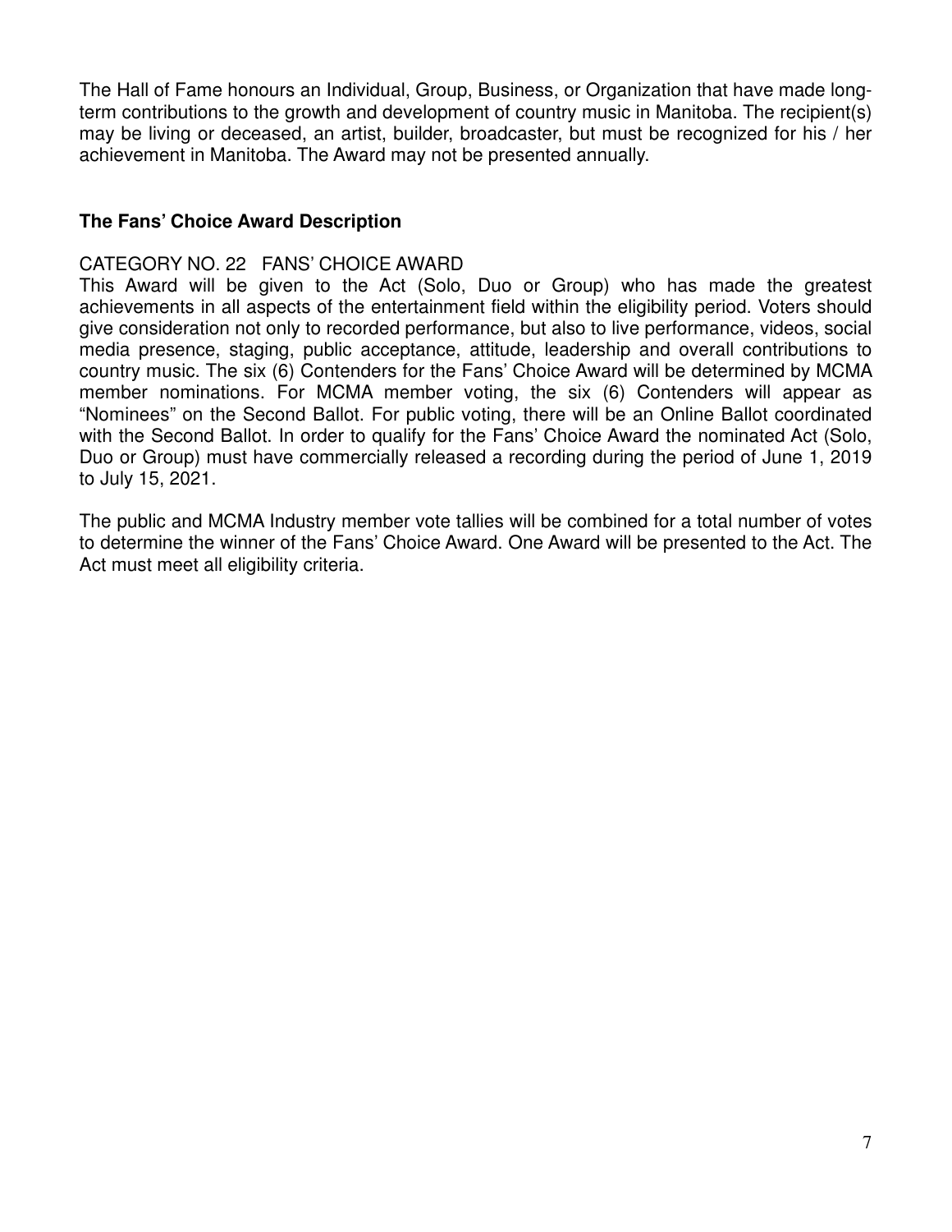The Hall of Fame honours an Individual, Group, Business, or Organization that have made long-term contributions to the growth and development of country music in Manitoba. The recipient(s) may be living or deceased, an artist, builder, broadcaster, but must be recognized for his / her achievement in Manitoba. The Award may not be presented annually.

**The Fans' Choice Award Description**

CATEGORY NO. 22 FANS' CHOICE AWARD

This Award will be given to the Act (Solo, Duo or Group) who has made the greatest achievements in all aspects of the entertainment field within the eligibility period. Voters should give consideration not only to recorded performance, but also to live performance, videos, social media presence, staging, public acceptance, attitude, leadership and overall contributions to country music. The six (6) Contenders for the Fans' Choice Award will be determined by MCMA member nominations. For MCMA member voting, the six (6) Contenders will appear as "Nominees" on the Second Ballot. For public voting, there will be an Online Ballot coordinated with the Second Ballot. In order to qualify for the Fans' Choice Award the nominated Act (Solo, Duo or Group) must have commercially released a recording during the period of June 1, 2019 to July 15, 2021.

The public and MCMA Industry member vote tallies will be combined for a total number of votes to determine the winner of the Fans' Choice Award. One Award will be presented to the Act. The Act must meet all eligibility criteria.